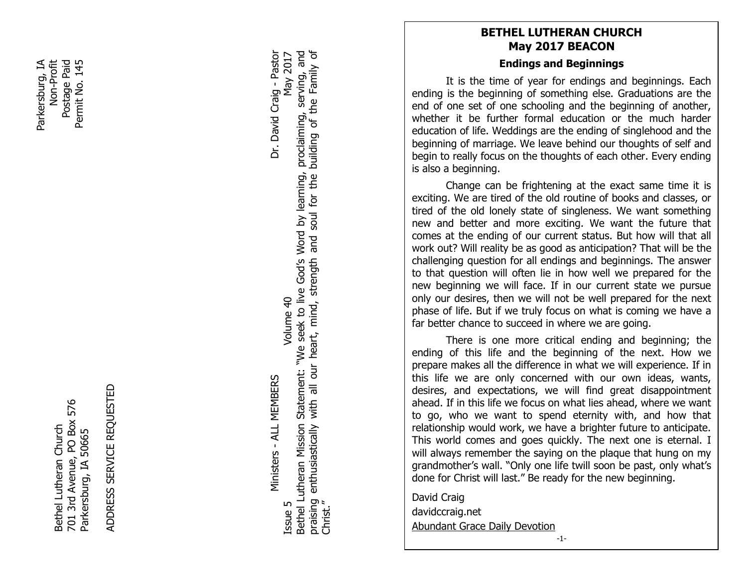Parkersburg, IA
Non-Profit
Postage Paid
Permit No. 145

Bethel Lutheran Church
701 3rd Avenue, PO Box 576
Parkersburg, IA 50665

ADDRESS SERVICE REQUESTED

Ministers - ALL MEMBERS Dr. David Craig - Pastor

Issue 5 Volume 40 May 2017

Bethel Lutheran Mission Statement: "We seek to live God's Word by learning, proclaiming, serving, and praising enthusiastically with all our heart, mind, strength and soul for the building of the Family of Christ."

# BETHEL LUTHERAN CHURCH
# May 2017 BEACON

## Endings and Beginnings

It is the time of year for endings and beginnings. Each ending is the beginning of something else. Graduations are the end of one set of one schooling and the beginning of another, whether it be further formal education or the much harder education of life. Weddings are the ending of singlehood and the beginning of marriage. We leave behind our thoughts of self and begin to really focus on the thoughts of each other. Every ending is also a beginning.

Change can be frightening at the exact same time it is exciting. We are tired of the old routine of books and classes, or tired of the old lonely state of singleness. We want something new and better and more exciting. We want the future that comes at the ending of our current status. But how will that all work out? Will reality be as good as anticipation? That will be the challenging question for all endings and beginnings. The answer to that question will often lie in how well we prepared for the new beginning we will face. If in our current state we pursue only our desires, then we will not be well prepared for the next phase of life. But if we truly focus on what is coming we have a far better chance to succeed in where we are going.

There is one more critical ending and beginning; the ending of this life and the beginning of the next. How we prepare makes all the difference in what we will experience. If in this life we are only concerned with our own ideas, wants, desires, and expectations, we will find great disappointment ahead. If in this life we focus on what lies ahead, where we want to go, who we want to spend eternity with, and how that relationship would work, we have a brighter future to anticipate. This world comes and goes quickly. The next one is eternal. I will always remember the saying on the plaque that hung on my grandmother's wall. "Only one life twill soon be past, only what's done for Christ will last." Be ready for the new beginning.

David Craig
davidccraig.net
Abundant Grace Daily Devotion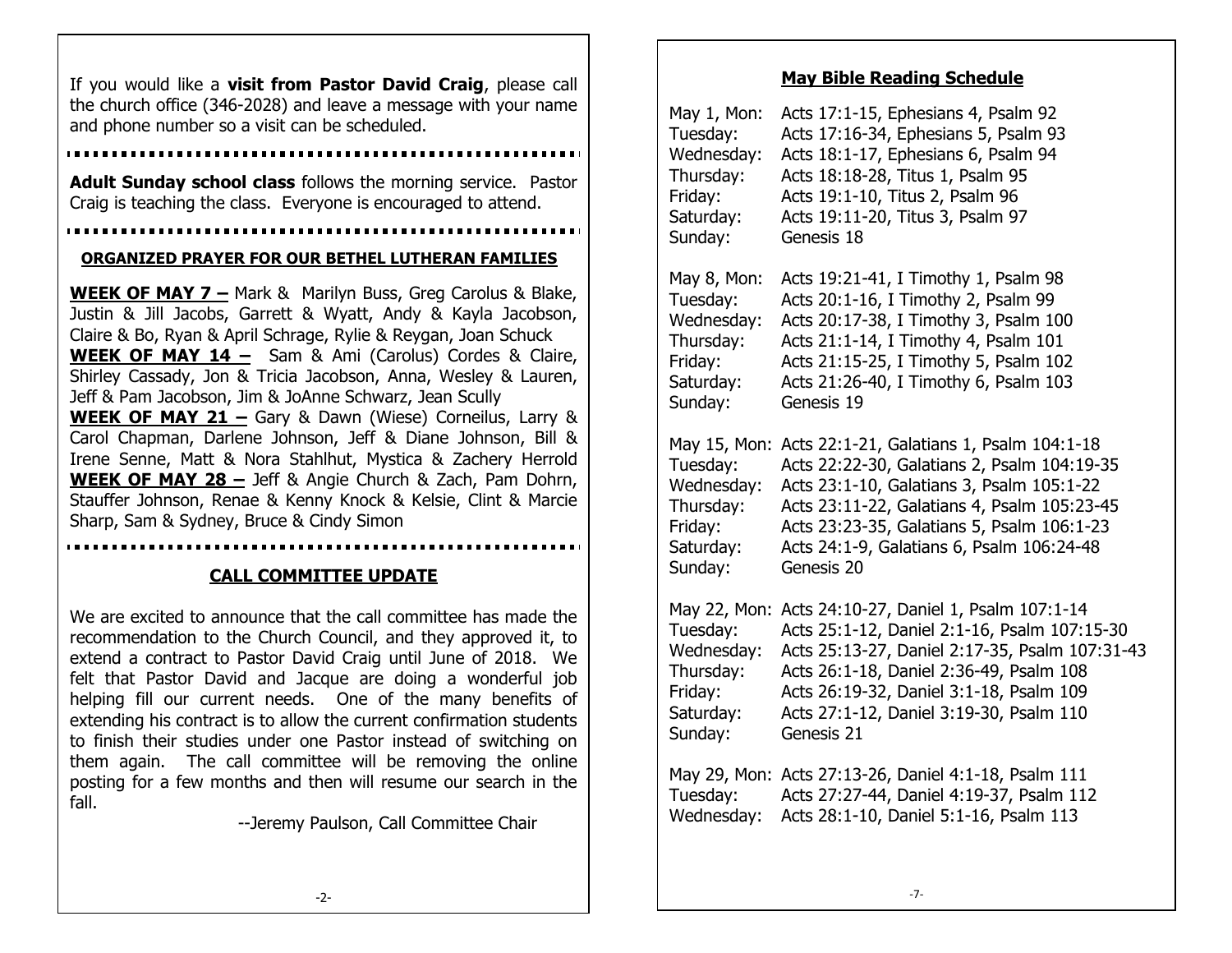If you would like a **visit from Pastor David Craig**, please call the church office (346-2028) and leave a message with your name and phone number so a visit can be scheduled.

---

**Adult Sunday school class** follows the morning service. Pastor Craig is teaching the class. Everyone is encouraged to attend.

---

## ORGANIZED PRAYER FOR OUR BETHEL LUTHERAN FAMILIES

**WEEK OF MAY 7 –** Mark & Marilyn Buss, Greg Carolus & Blake, Justin & Jill Jacobs, Garrett & Wyatt, Andy & Kayla Jacobson, Claire & Bo, Ryan & April Schrage, Rylie & Reygan, Joan Schuck
**WEEK OF MAY 14 –** Sam & Ami (Carolus) Cordes & Claire, Shirley Cassady, Jon & Tricia Jacobson, Anna, Wesley & Lauren, Jeff & Pam Jacobson, Jim & JoAnne Schwarz, Jean Scully
**WEEK OF MAY 21 –** Gary & Dawn (Wiese) Corneilus, Larry & Carol Chapman, Darlene Johnson, Jeff & Diane Johnson, Bill & Irene Senne, Matt & Nora Stahlhut, Mystica & Zachery Herrold
**WEEK OF MAY 28 –** Jeff & Angie Church & Zach, Pam Dohrn, Stauffer Johnson, Renae & Kenny Knock & Kelsie, Clint & Marcie Sharp, Sam & Sydney, Bruce & Cindy Simon

---

## CALL COMMITTEE UPDATE

We are excited to announce that the call committee has made the recommendation to the Church Council, and they approved it, to extend a contract to Pastor David Craig until June of 2018. We felt that Pastor David and Jacque are doing a wonderful job helping fill our current needs. One of the many benefits of extending his contract is to allow the current confirmation students to finish their studies under one Pastor instead of switching on them again. The call committee will be removing the online posting for a few months and then will resume our search in the fall.

--Jeremy Paulson, Call Committee Chair

## May Bible Reading Schedule

May 1, Mon: Acts 17:1-15, Ephesians 4, Psalm 92
Tuesday: Acts 17:16-34, Ephesians 5, Psalm 93
Wednesday: Acts 18:1-17, Ephesians 6, Psalm 94
Thursday: Acts 18:18-28, Titus 1, Psalm 95
Friday: Acts 19:1-10, Titus 2, Psalm 96
Saturday: Acts 19:11-20, Titus 3, Psalm 97
Sunday: Genesis 18

May 8, Mon: Acts 19:21-41, I Timothy 1, Psalm 98
Tuesday: Acts 20:1-16, I Timothy 2, Psalm 99
Wednesday: Acts 20:17-38, I Timothy 3, Psalm 100
Thursday: Acts 21:1-14, I Timothy 4, Psalm 101
Friday: Acts 21:15-25, I Timothy 5, Psalm 102
Saturday: Acts 21:26-40, I Timothy 6, Psalm 103
Sunday: Genesis 19

May 15, Mon: Acts 22:1-21, Galatians 1, Psalm 104:1-18
Tuesday: Acts 22:22-30, Galatians 2, Psalm 104:19-35
Wednesday: Acts 23:1-10, Galatians 3, Psalm 105:1-22
Thursday: Acts 23:11-22, Galatians 4, Psalm 105:23-45
Friday: Acts 23:23-35, Galatians 5, Psalm 106:1-23
Saturday: Acts 24:1-9, Galatians 6, Psalm 106:24-48
Sunday: Genesis 20

May 22, Mon: Acts 24:10-27, Daniel 1, Psalm 107:1-14
Tuesday: Acts 25:1-12, Daniel 2:1-16, Psalm 107:15-30
Wednesday: Acts 25:13-27, Daniel 2:17-35, Psalm 107:31-43
Thursday: Acts 26:1-18, Daniel 2:36-49, Psalm 108
Friday: Acts 26:19-32, Daniel 3:1-18, Psalm 109
Saturday: Acts 27:1-12, Daniel 3:19-30, Psalm 110
Sunday: Genesis 21

May 29, Mon: Acts 27:13-26, Daniel 4:1-18, Psalm 111
Tuesday: Acts 27:27-44, Daniel 4:19-37, Psalm 112
Wednesday: Acts 28:1-10, Daniel 5:1-16, Psalm 113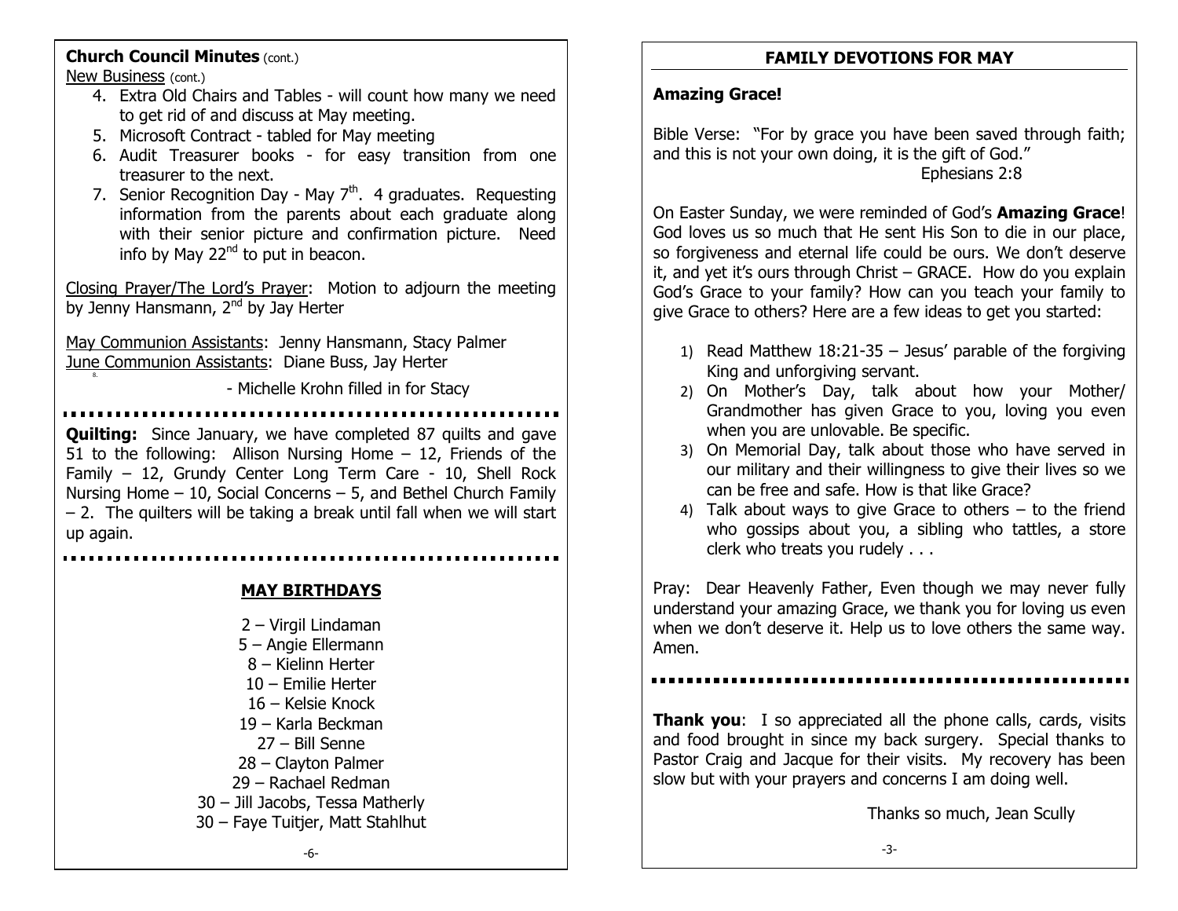**Church Council Minutes** (cont.)

New Business (cont.)

4. Extra Old Chairs and Tables - will count how many we need to get rid of and discuss at May meeting.
5. Microsoft Contract - tabled for May meeting
6. Audit Treasurer books - for easy transition from one treasurer to the next.
7. Senior Recognition Day - May 7th. 4 graduates. Requesting information from the parents about each graduate along with their senior picture and confirmation picture. Need info by May 22nd to put in beacon.

Closing Prayer/The Lord's Prayer: Motion to adjourn the meeting by Jenny Hansmann, 2nd by Jay Herter

May Communion Assistants: Jenny Hansmann, Stacy Palmer

June Communion Assistants: Diane Buss, Jay Herter

- Michelle Krohn filled in for Stacy

**Quilting:** Since January, we have completed 87 quilts and gave 51 to the following: Allison Nursing Home – 12, Friends of the Family – 12, Grundy Center Long Term Care - 10, Shell Rock Nursing Home – 10, Social Concerns – 5, and Bethel Church Family – 2. The quilters will be taking a break until fall when we will start up again.

## MAY BIRTHDAYS

2 – Virgil Lindaman
5 – Angie Ellermann
8 – Kielinn Herter
10 – Emilie Herter
16 – Kelsie Knock
19 – Karla Beckman
27 – Bill Senne
28 – Clayton Palmer
29 – Rachael Redman
30 – Jill Jacobs, Tessa Matherly
30 – Faye Tuitjer, Matt Stahlhut

## FAMILY DEVOTIONS FOR MAY

**Amazing Grace!**

Bible Verse: "For by grace you have been saved through faith; and this is not your own doing, it is the gift of God."
Ephesians 2:8

On Easter Sunday, we were reminded of God's **Amazing Grace**! God loves us so much that He sent His Son to die in our place, so forgiveness and eternal life could be ours. We don't deserve it, and yet it's ours through Christ – GRACE. How do you explain God's Grace to your family? How can you teach your family to give Grace to others? Here are a few ideas to get you started:

1) Read Matthew 18:21-35 – Jesus' parable of the forgiving King and unforgiving servant.
2) On Mother's Day, talk about how your Mother/ Grandmother has given Grace to you, loving you even when you are unlovable. Be specific.
3) On Memorial Day, talk about those who have served in our military and their willingness to give their lives so we can be free and safe. How is that like Grace?
4) Talk about ways to give Grace to others – to the friend who gossips about you, a sibling who tattles, a store clerk who treats you rudely . . .

Pray: Dear Heavenly Father, Even though we may never fully understand your amazing Grace, we thank you for loving us even when we don't deserve it. Help us to love others the same way. Amen.

**Thank you**: I so appreciated all the phone calls, cards, visits and food brought in since my back surgery. Special thanks to Pastor Craig and Jacque for their visits. My recovery has been slow but with your prayers and concerns I am doing well.

Thanks so much, Jean Scully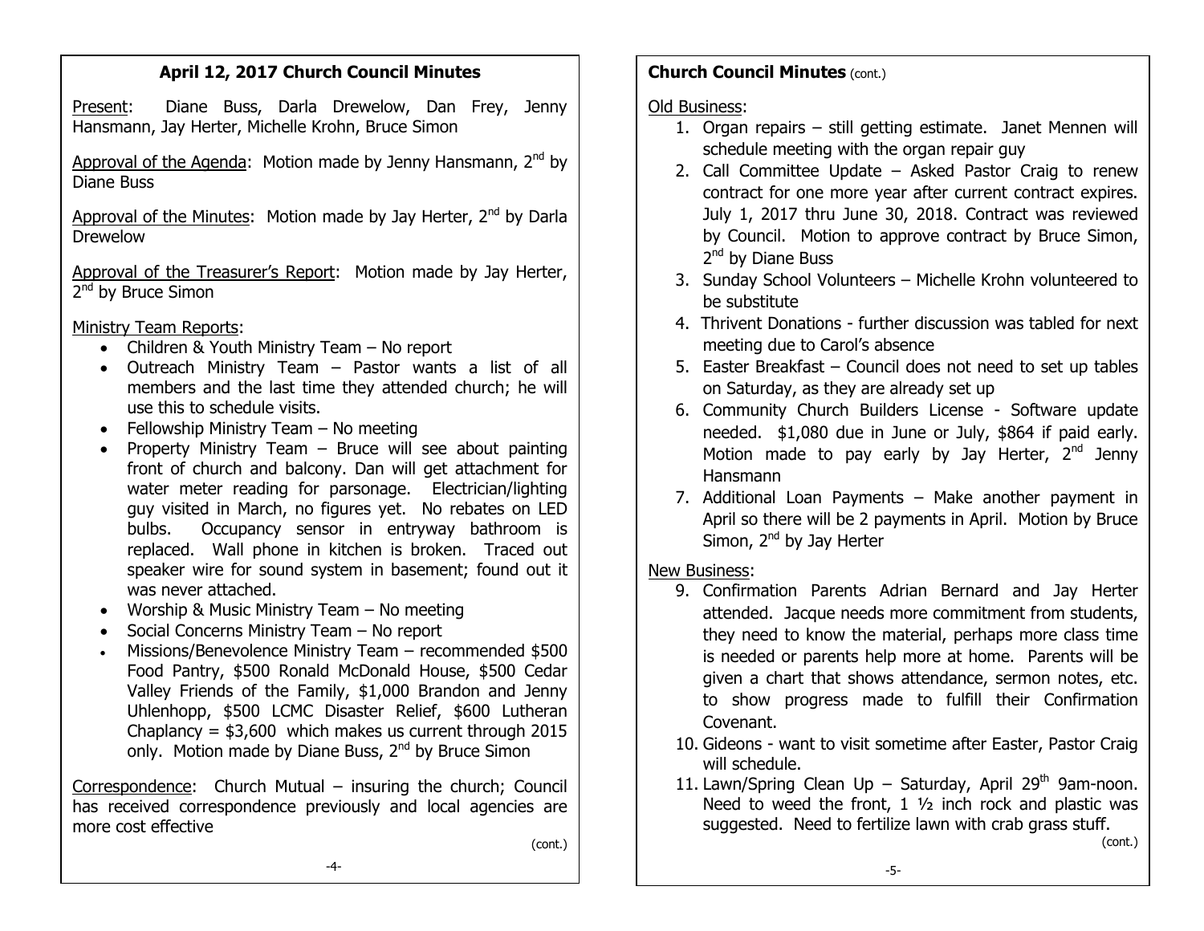## April 12, 2017 Church Council Minutes

Present: Diane Buss, Darla Drewelow, Dan Frey, Jenny Hansmann, Jay Herter, Michelle Krohn, Bruce Simon

Approval of the Agenda: Motion made by Jenny Hansmann, 2nd by Diane Buss

Approval of the Minutes: Motion made by Jay Herter, 2nd by Darla Drewelow

Approval of the Treasurer's Report: Motion made by Jay Herter, 2nd by Bruce Simon

Ministry Team Reports:

- Children & Youth Ministry Team – No report
- Outreach Ministry Team – Pastor wants a list of all members and the last time they attended church; he will use this to schedule visits.
- Fellowship Ministry Team – No meeting
- Property Ministry Team – Bruce will see about painting front of church and balcony. Dan will get attachment for water meter reading for parsonage. Electrician/lighting guy visited in March, no figures yet. No rebates on LED bulbs. Occupancy sensor in entryway bathroom is replaced. Wall phone in kitchen is broken. Traced out speaker wire for sound system in basement; found out it was never attached.
- Worship & Music Ministry Team – No meeting
- Social Concerns Ministry Team – No report
- Missions/Benevolence Ministry Team – recommended $500 Food Pantry, $500 Ronald McDonald House, $500 Cedar Valley Friends of the Family, $1,000 Brandon and Jenny Uhlenhopp, $500 LCMC Disaster Relief, $600 Lutheran Chaplancy = $3,600 which makes us current through 2015 only. Motion made by Diane Buss, 2nd by Bruce Simon

Correspondence: Church Mutual – insuring the church; Council has received correspondence previously and local agencies are more cost effective

(cont.)

**Church Council Minutes** (cont.)

Old Business:

1. Organ repairs – still getting estimate. Janet Mennen will schedule meeting with the organ repair guy
2. Call Committee Update – Asked Pastor Craig to renew contract for one more year after current contract expires. July 1, 2017 thru June 30, 2018. Contract was reviewed by Council. Motion to approve contract by Bruce Simon, 2nd by Diane Buss
3. Sunday School Volunteers – Michelle Krohn volunteered to be substitute
4. Thrivent Donations - further discussion was tabled for next meeting due to Carol's absence
5. Easter Breakfast – Council does not need to set up tables on Saturday, as they are already set up
6. Community Church Builders License - Software update needed. $1,080 due in June or July, $864 if paid early. Motion made to pay early by Jay Herter, 2nd Jenny Hansmann
7. Additional Loan Payments – Make another payment in April so there will be 2 payments in April. Motion by Bruce Simon, 2nd by Jay Herter

New Business:

9. Confirmation Parents Adrian Bernard and Jay Herter attended. Jacque needs more commitment from students, they need to know the material, perhaps more class time is needed or parents help more at home. Parents will be given a chart that shows attendance, sermon notes, etc. to show progress made to fulfill their Confirmation Covenant.
10. Gideons - want to visit sometime after Easter, Pastor Craig will schedule.
11. Lawn/Spring Clean Up – Saturday, April 29th 9am-noon. Need to weed the front, 1 ½ inch rock and plastic was suggested. Need to fertilize lawn with crab grass stuff.

(cont.)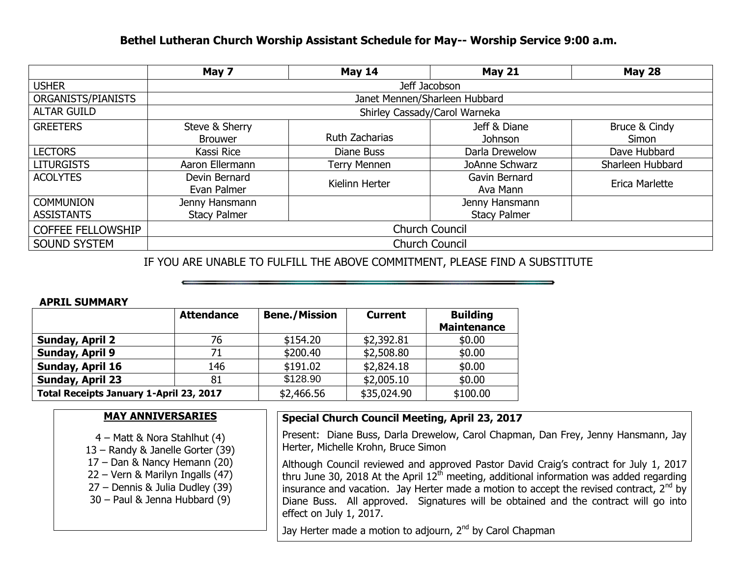## Bethel Lutheran Church Worship Assistant Schedule for May-- Worship Service 9:00 a.m.

| | May 7 | May 14 | May 21 | May 28 |
|---|---|---|---|---|
| USHER | Jeff Jacobson | | | |
| ORGANISTS/PIANISTS | Janet Mennen/Sharleen Hubbard | | | |
| ALTAR GUILD | Shirley Cassady/Carol Warneka | | | |
| GREETERS | Steve & Sherry Brouwer | Ruth Zacharias | Jeff & Diane Johnson | Bruce & Cindy Simon |
| LECTORS | Kassi Rice | Diane Buss | Darla Drewelow | Dave Hubbard |
| LITURGISTS | Aaron Ellermann | Terry Mennen | JoAnne Schwarz | Sharleen Hubbard |
| ACOLYTES | Devin Bernard<br>Evan Palmer | Kielinn Herter | Gavin Bernard<br>Ava Mann | Erica Marlette |
| COMMUNION ASSISTANTS | Jenny Hansmann<br>Stacy Palmer | | Jenny Hansmann<br>Stacy Palmer | |
| COFFEE FELLOWSHIP | Church Council | | | |
| SOUND SYSTEM | Church Council | | | |

IF YOU ARE UNABLE TO FULFILL THE ABOVE COMMITMENT, PLEASE FIND A SUBSTITUTE

---

**APRIL SUMMARY**

| | Attendance | Bene./Mission | Current | Building Maintenance |
|---|---|---|---|---|
| **Sunday, April 2** | 76 | $154.20 | $2,392.81 | $0.00 |
| **Sunday, April 9** | 71 | $200.40 | $2,508.80 | $0.00 |
| **Sunday, April 16** | 146 | $191.02 | $2,824.18 | $0.00 |
| **Sunday, April 23** | 81 | $128.90 | $2,005.10 | $0.00 |
| **Total Receipts January 1-April 23, 2017** | | $2,466.56 | $35,024.90 | $100.00 |

**MAY ANNIVERSARIES**

4 – Matt & Nora Stahlhut (4)
13 – Randy & Janelle Gorter (39)
17 – Dan & Nancy Hemann (20)
22 – Vern & Marilyn Ingalls (47)
27 – Dennis & Julia Dudley (39)
30 – Paul & Jenna Hubbard (9)

**Special Church Council Meeting, April 23, 2017**

Present: Diane Buss, Darla Drewelow, Carol Chapman, Dan Frey, Jenny Hansmann, Jay Herter, Michelle Krohn, Bruce Simon

Although Council reviewed and approved Pastor David Craig's contract for July 1, 2017 thru June 30, 2018 At the April 12th meeting, additional information was added regarding insurance and vacation. Jay Herter made a motion to accept the revised contract, 2nd by Diane Buss. All approved. Signatures will be obtained and the contract will go into effect on July 1, 2017.

Jay Herter made a motion to adjourn, 2nd by Carol Chapman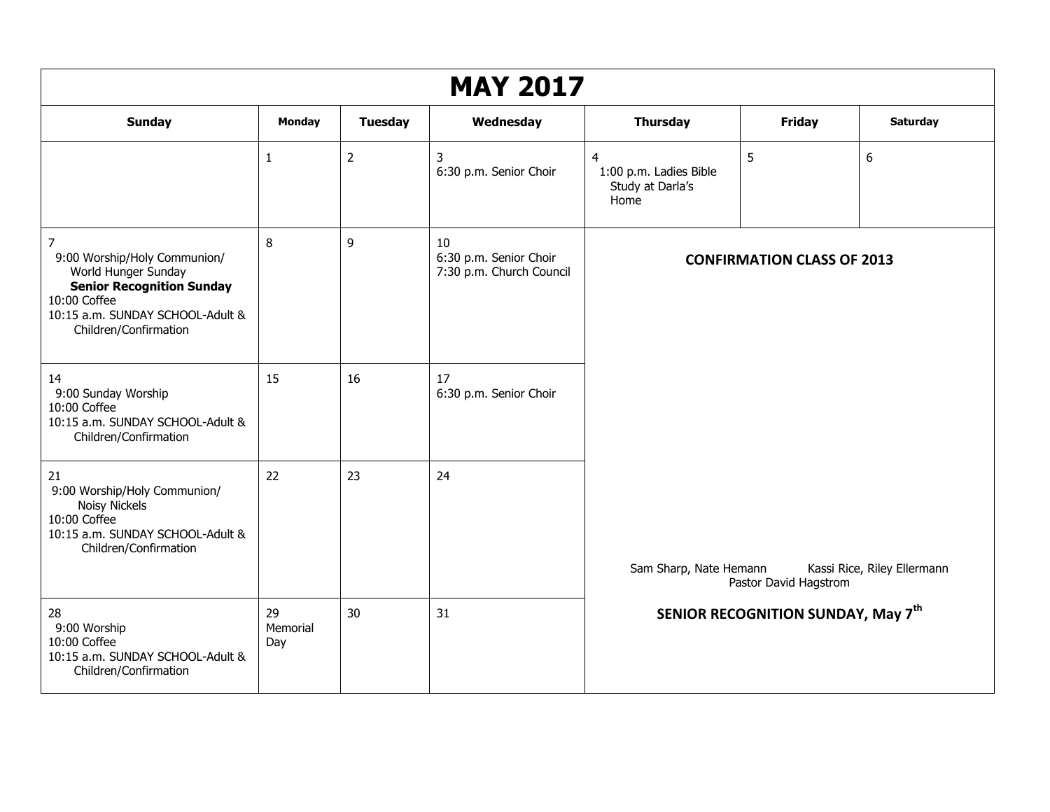# MAY 2017

| Sunday | Monday | Tuesday | Wednesday | Thursday | Friday | Saturday |
|---|---|---|---|---|---|---|
| | 1 | 2 | 3<br>6:30 p.m. Senior Choir | 4<br>1:00 p.m. Ladies Bible Study at Darla's Home | 5 | 6 |
| 7<br>9:00 Worship/Holy Communion/ World Hunger Sunday<br>**Senior Recognition Sunday**<br>10:00 Coffee<br>10:15 a.m. SUNDAY SCHOOL-Adult & Children/Confirmation | 8 | 9 | 10<br>6:30 p.m. Senior Choir<br>7:30 p.m. Church Council | | | |
| 14<br>9:00 Sunday Worship<br>10:00 Coffee<br>10:15 a.m. SUNDAY SCHOOL-Adult & Children/Confirmation | 15 | 16 | 17<br>6:30 p.m. Senior Choir | | | |
| 21<br>9:00 Worship/Holy Communion/ Noisy Nickels<br>10:00 Coffee<br>10:15 a.m. SUNDAY SCHOOL-Adult & Children/Confirmation | 22 | 23 | 24 | | | |
| 28<br>9:00 Worship<br>10:00 Coffee<br>10:15 a.m. SUNDAY SCHOOL-Adult & Children/Confirmation | 29<br>Memorial Day | 30 | 31 | | | |

**CONFIRMATION CLASS OF 2013**

Sam Sharp, Nate Hemann Kassi Rice, Riley Ellermann
Pastor David Hagstrom

**SENIOR RECOGNITION SUNDAY, May 7th**